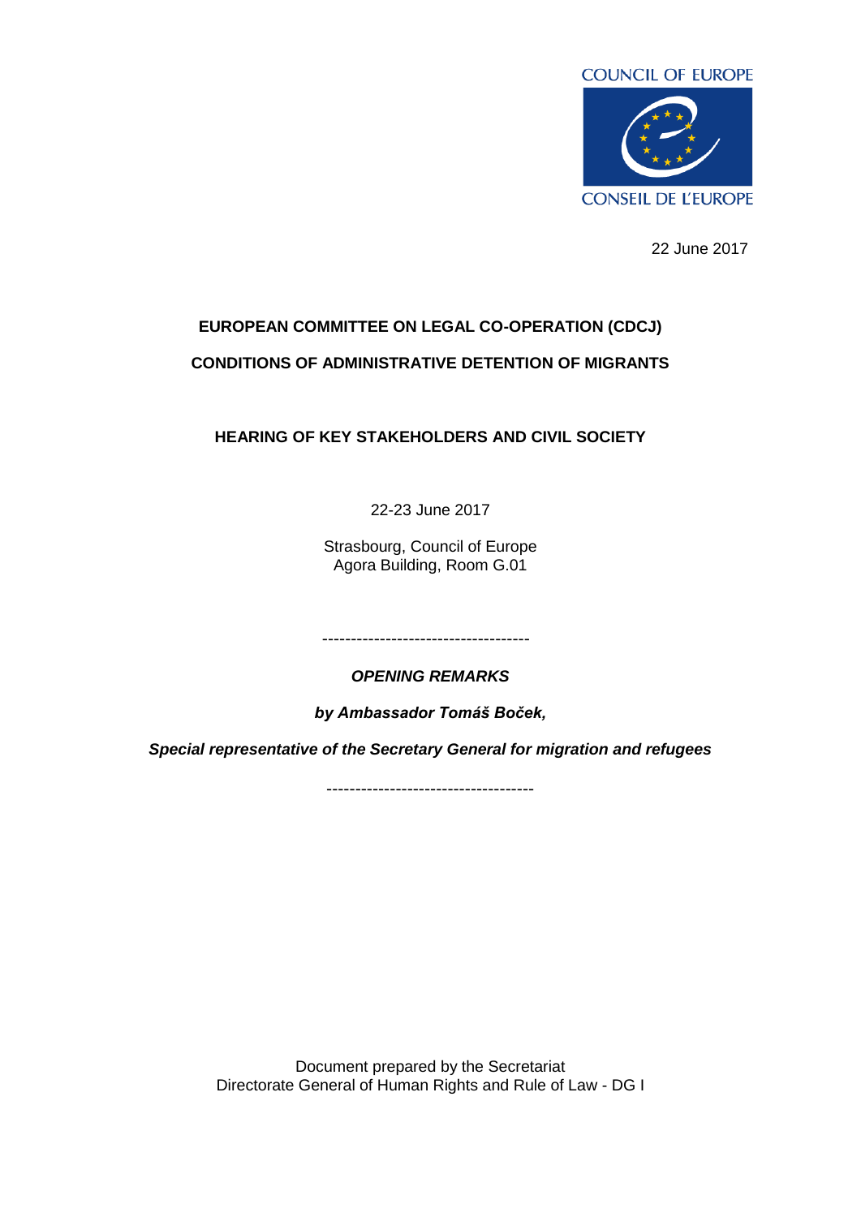COUNCIL OF EUROPE

CONSEIL DE L'EUROPE

22 June 2017

**EUROPEAN COMMITTEE ON LEGAL CO-OPERATION (CDCJ)**

**CONDITIONS OF ADMINISTRATIVE DETENTION OF MIGRANTS**

**HEARING OF KEY STAKEHOLDERS AND CIVIL SOCIETY**

22-23 June 2017

Strasbourg, Council of Europe
Agora Building, Room G.01

------------------------------------

***OPENING REMARKS***

***by Ambassador Tomáš Boček,***

***Special representative of the Secretary General for migration and refugees***

------------------------------------

Document prepared by the Secretariat
Directorate General of Human Rights and Rule of Law - DG I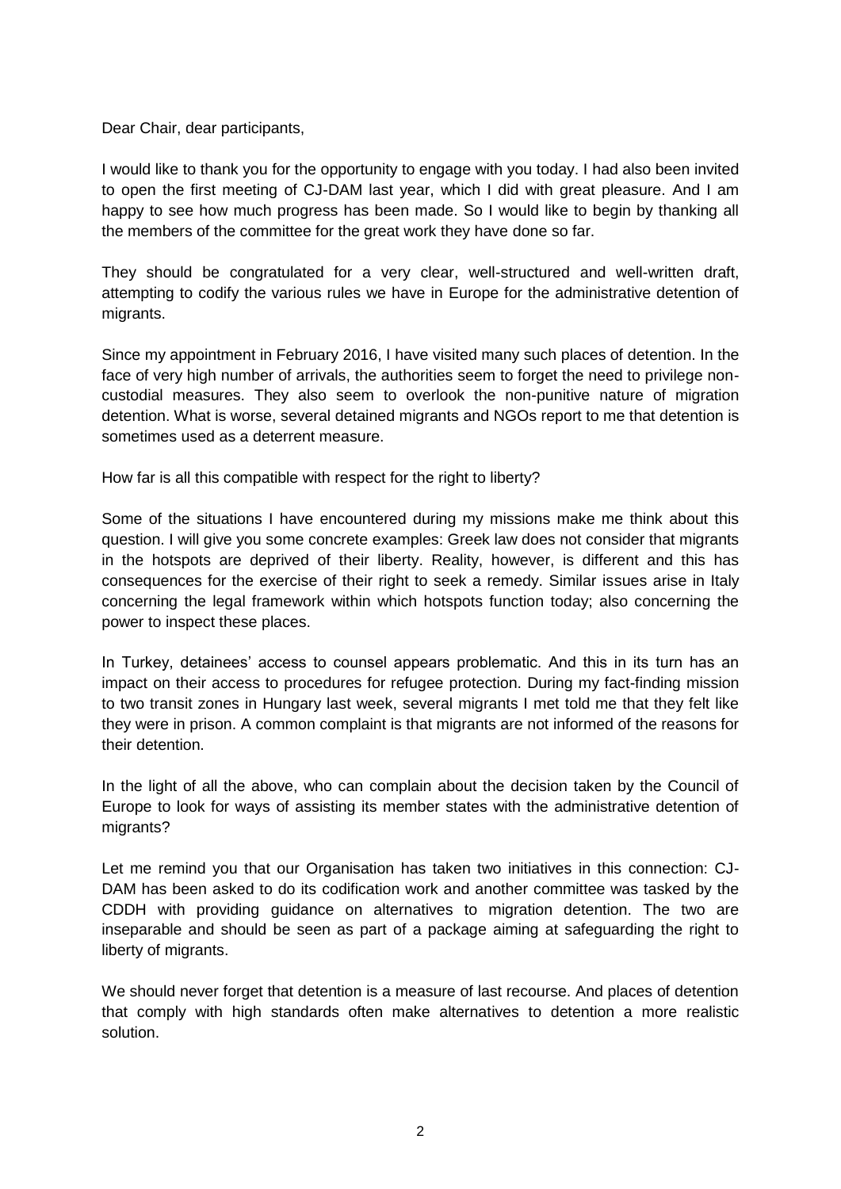Dear Chair, dear participants,

I would like to thank you for the opportunity to engage with you today. I had also been invited to open the first meeting of CJ-DAM last year, which I did with great pleasure. And I am happy to see how much progress has been made. So I would like to begin by thanking all the members of the committee for the great work they have done so far.

They should be congratulated for a very clear, well-structured and well-written draft, attempting to codify the various rules we have in Europe for the administrative detention of migrants.

Since my appointment in February 2016, I have visited many such places of detention. In the face of very high number of arrivals, the authorities seem to forget the need to privilege non-custodial measures. They also seem to overlook the non-punitive nature of migration detention. What is worse, several detained migrants and NGOs report to me that detention is sometimes used as a deterrent measure.

How far is all this compatible with respect for the right to liberty?

Some of the situations I have encountered during my missions make me think about this question. I will give you some concrete examples: Greek law does not consider that migrants in the hotspots are deprived of their liberty. Reality, however, is different and this has consequences for the exercise of their right to seek a remedy. Similar issues arise in Italy concerning the legal framework within which hotspots function today; also concerning the power to inspect these places.

In Turkey, detainees' access to counsel appears problematic. And this in its turn has an impact on their access to procedures for refugee protection. During my fact-finding mission to two transit zones in Hungary last week, several migrants I met told me that they felt like they were in prison. A common complaint is that migrants are not informed of the reasons for their detention.

In the light of all the above, who can complain about the decision taken by the Council of Europe to look for ways of assisting its member states with the administrative detention of migrants?

Let me remind you that our Organisation has taken two initiatives in this connection: CJ-DAM has been asked to do its codification work and another committee was tasked by the CDDH with providing guidance on alternatives to migration detention. The two are inseparable and should be seen as part of a package aiming at safeguarding the right to liberty of migrants.

We should never forget that detention is a measure of last recourse. And places of detention that comply with high standards often make alternatives to detention a more realistic solution.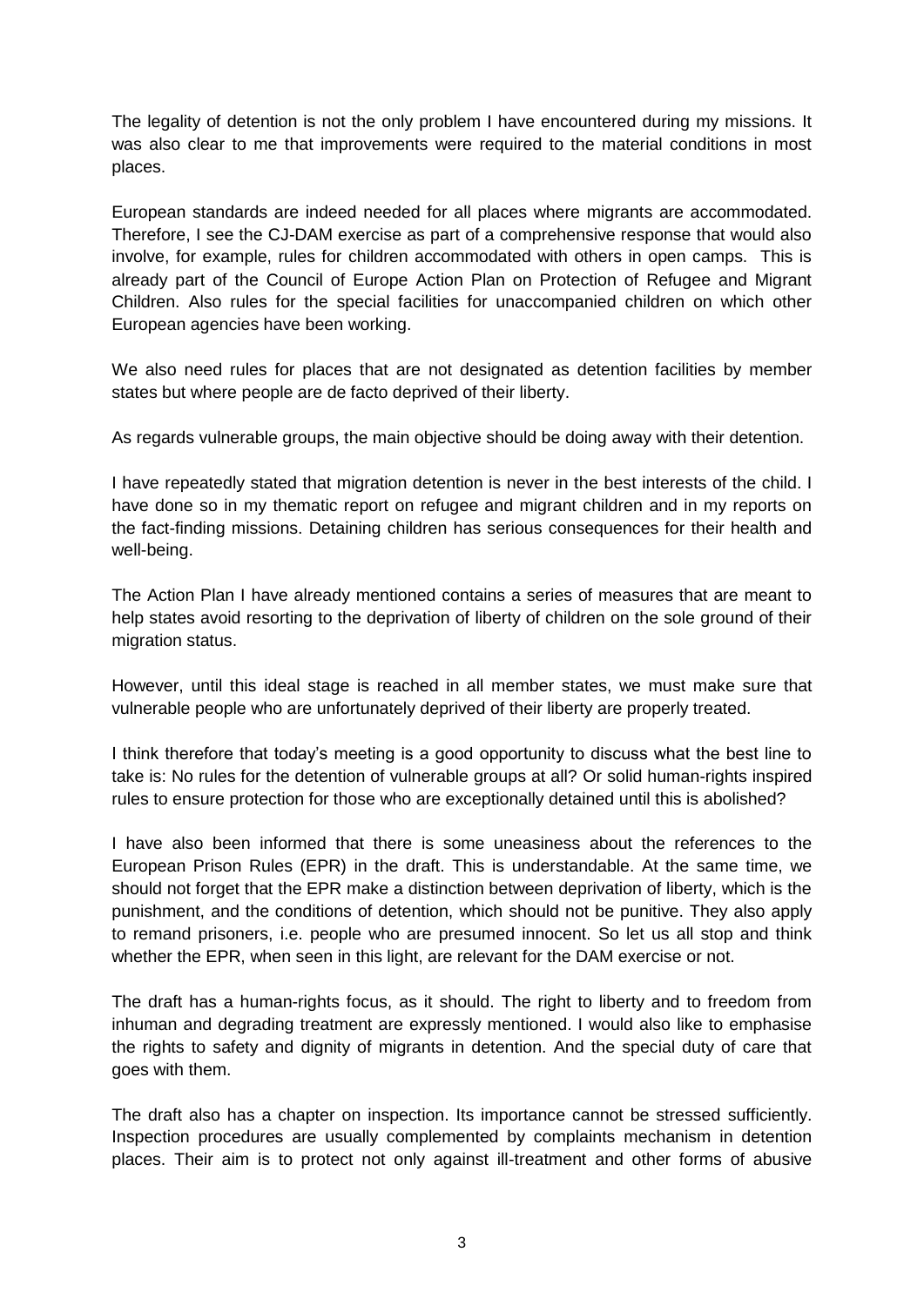The legality of detention is not the only problem I have encountered during my missions. It was also clear to me that improvements were required to the material conditions in most places.

European standards are indeed needed for all places where migrants are accommodated. Therefore, I see the CJ-DAM exercise as part of a comprehensive response that would also involve, for example, rules for children accommodated with others in open camps. This is already part of the Council of Europe Action Plan on Protection of Refugee and Migrant Children. Also rules for the special facilities for unaccompanied children on which other European agencies have been working.

We also need rules for places that are not designated as detention facilities by member states but where people are de facto deprived of their liberty.

As regards vulnerable groups, the main objective should be doing away with their detention.

I have repeatedly stated that migration detention is never in the best interests of the child. I have done so in my thematic report on refugee and migrant children and in my reports on the fact-finding missions. Detaining children has serious consequences for their health and well-being.

The Action Plan I have already mentioned contains a series of measures that are meant to help states avoid resorting to the deprivation of liberty of children on the sole ground of their migration status.

However, until this ideal stage is reached in all member states, we must make sure that vulnerable people who are unfortunately deprived of their liberty are properly treated.

I think therefore that today's meeting is a good opportunity to discuss what the best line to take is: No rules for the detention of vulnerable groups at all? Or solid human-rights inspired rules to ensure protection for those who are exceptionally detained until this is abolished?

I have also been informed that there is some uneasiness about the references to the European Prison Rules (EPR) in the draft. This is understandable. At the same time, we should not forget that the EPR make a distinction between deprivation of liberty, which is the punishment, and the conditions of detention, which should not be punitive. They also apply to remand prisoners, i.e. people who are presumed innocent. So let us all stop and think whether the EPR, when seen in this light, are relevant for the DAM exercise or not.

The draft has a human-rights focus, as it should. The right to liberty and to freedom from inhuman and degrading treatment are expressly mentioned. I would also like to emphasise the rights to safety and dignity of migrants in detention. And the special duty of care that goes with them.

The draft also has a chapter on inspection. Its importance cannot be stressed sufficiently. Inspection procedures are usually complemented by complaints mechanism in detention places. Their aim is to protect not only against ill-treatment and other forms of abusive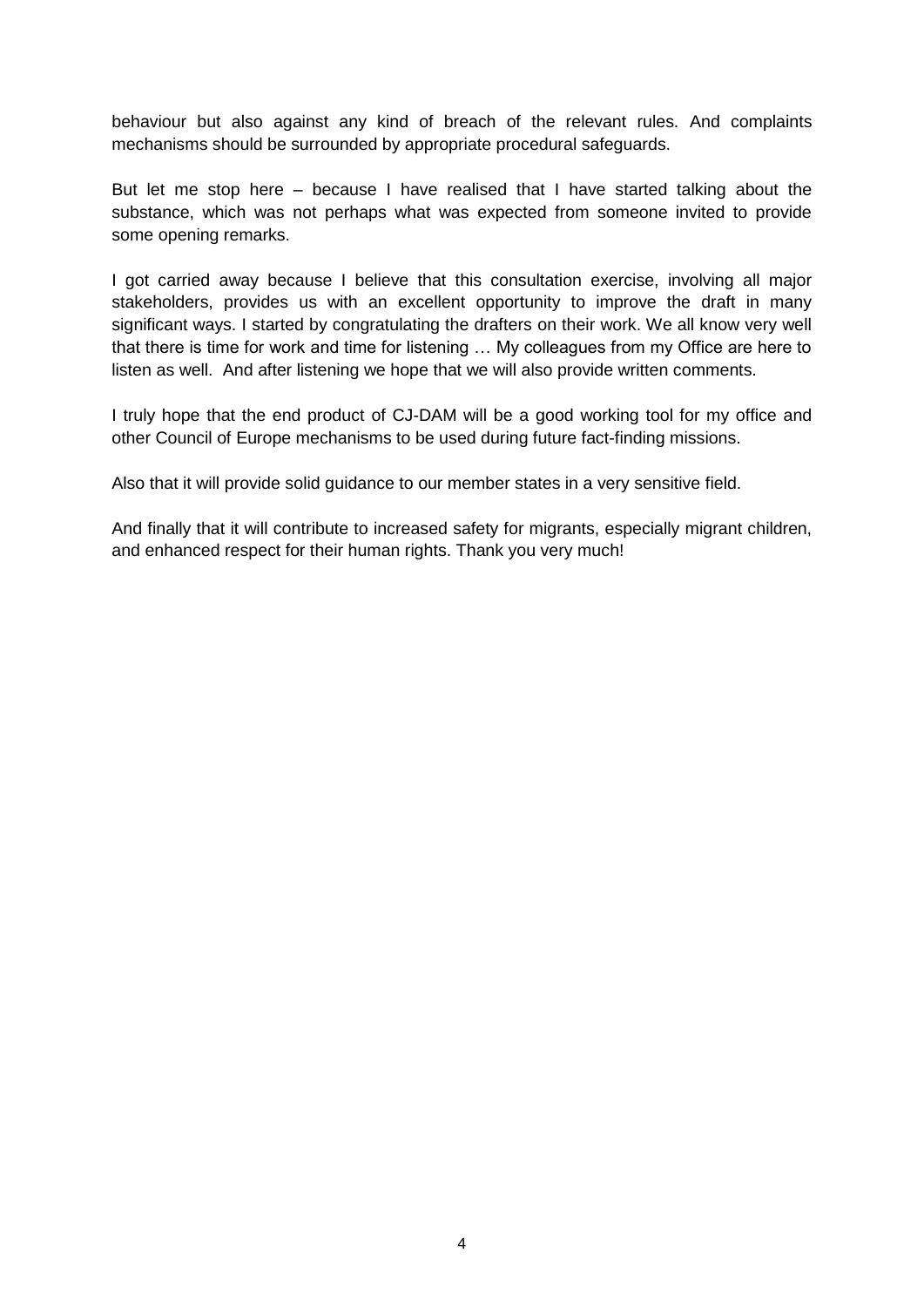behaviour but also against any kind of breach of the relevant rules. And complaints mechanisms should be surrounded by appropriate procedural safeguards.

But let me stop here – because I have realised that I have started talking about the substance, which was not perhaps what was expected from someone invited to provide some opening remarks.

I got carried away because I believe that this consultation exercise, involving all major stakeholders, provides us with an excellent opportunity to improve the draft in many significant ways. I started by congratulating the drafters on their work. We all know very well that there is time for work and time for listening … My colleagues from my Office are here to listen as well. And after listening we hope that we will also provide written comments.

I truly hope that the end product of CJ-DAM will be a good working tool for my office and other Council of Europe mechanisms to be used during future fact-finding missions.

Also that it will provide solid guidance to our member states in a very sensitive field.

And finally that it will contribute to increased safety for migrants, especially migrant children, and enhanced respect for their human rights. Thank you very much!